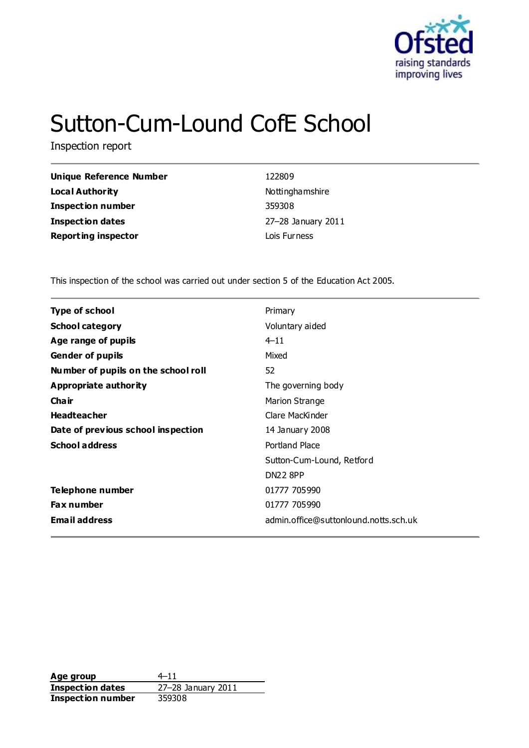# Sutton-Cum-Lound CofE School

Inspection report

| | |
|---|---|
| **Unique Reference Number** | 122809 |
| **Local Authority** | Nottinghamshire |
| **Inspection number** | 359308 |
| **Inspection dates** | 27–28 January 2011 |
| **Reporting inspector** | Lois Furness |

This inspection of the school was carried out under section 5 of the Education Act 2005.

| | |
|---|---|
| **Type of school** | Primary |
| **School category** | Voluntary aided |
| **Age range of pupils** | 4–11 |
| **Gender of pupils** | Mixed |
| **Number of pupils on the school roll** | 52 |
| **Appropriate authority** | The governing body |
| **Chair** | Marion Strange |
| **Headteacher** | Clare MacKinder |
| **Date of previous school inspection** | 14 January 2008 |
| **School address** | Portland Place<br>Sutton-Cum-Lound, Retford<br>DN22 8PP |
| **Telephone number** | 01777 705990 |
| **Fax number** | 01777 705990 |
| **Email address** | admin.office@suttonlound.notts.sch.uk |

| | |
|---|---|
| **Age group** | 4–11 |
| **Inspection dates** | 27–28 January 2011 |
| **Inspection number** | 359308 |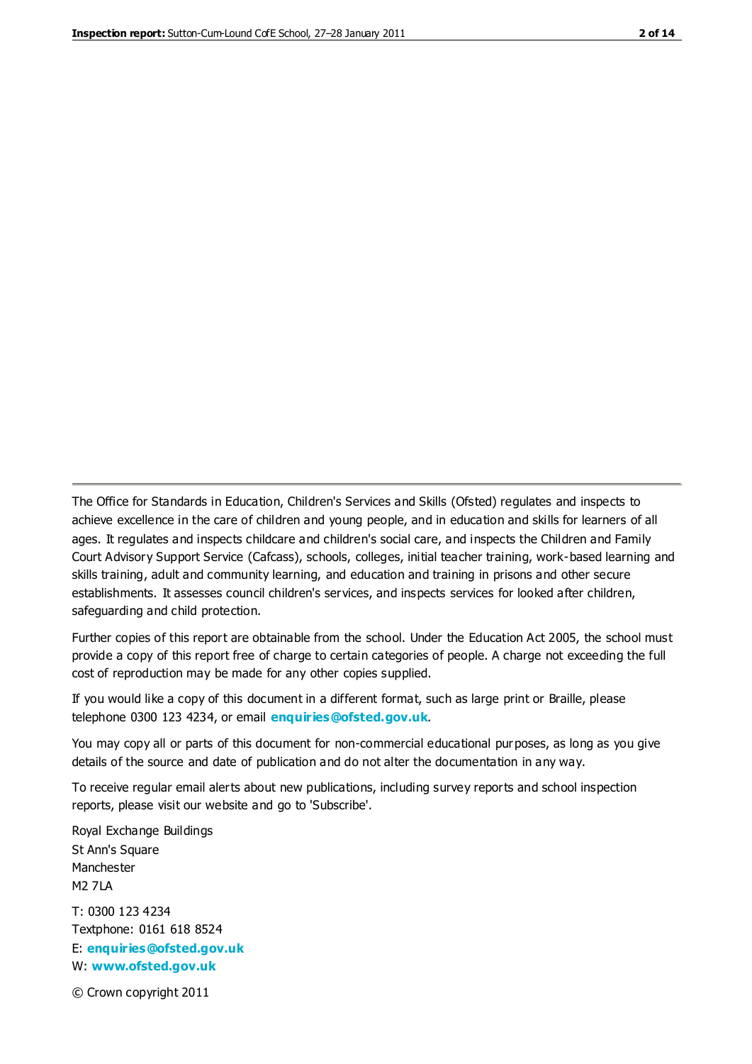The Office for Standards in Education, Children's Services and Skills (Ofsted) regulates and inspects to achieve excellence in the care of children and young people, and in education and skills for learners of all ages. It regulates and inspects childcare and children's social care, and inspects the Children and Family Court Advisory Support Service (Cafcass), schools, colleges, initial teacher training, work-based learning and skills training, adult and community learning, and education and training in prisons and other secure establishments. It assesses council children's services, and inspects services for looked after children, safeguarding and child protection.

Further copies of this report are obtainable from the school. Under the Education Act 2005, the school must provide a copy of this report free of charge to certain categories of people. A charge not exceeding the full cost of reproduction may be made for any other copies supplied.

If you would like a copy of this document in a different format, such as large print or Braille, please telephone 0300 123 4234, or email **enquiries@ofsted.gov.uk**.

You may copy all or parts of this document for non-commercial educational purposes, as long as you give details of the source and date of publication and do not alter the documentation in any way.

To receive regular email alerts about new publications, including survey reports and school inspection reports, please visit our website and go to 'Subscribe'.

Royal Exchange Buildings
St Ann's Square
Manchester
M2 7LA

T: 0300 123 4234
Textphone: 0161 618 8524
E: **enquiries@ofsted.gov.uk**
W: **www.ofsted.gov.uk**

© Crown copyright 2011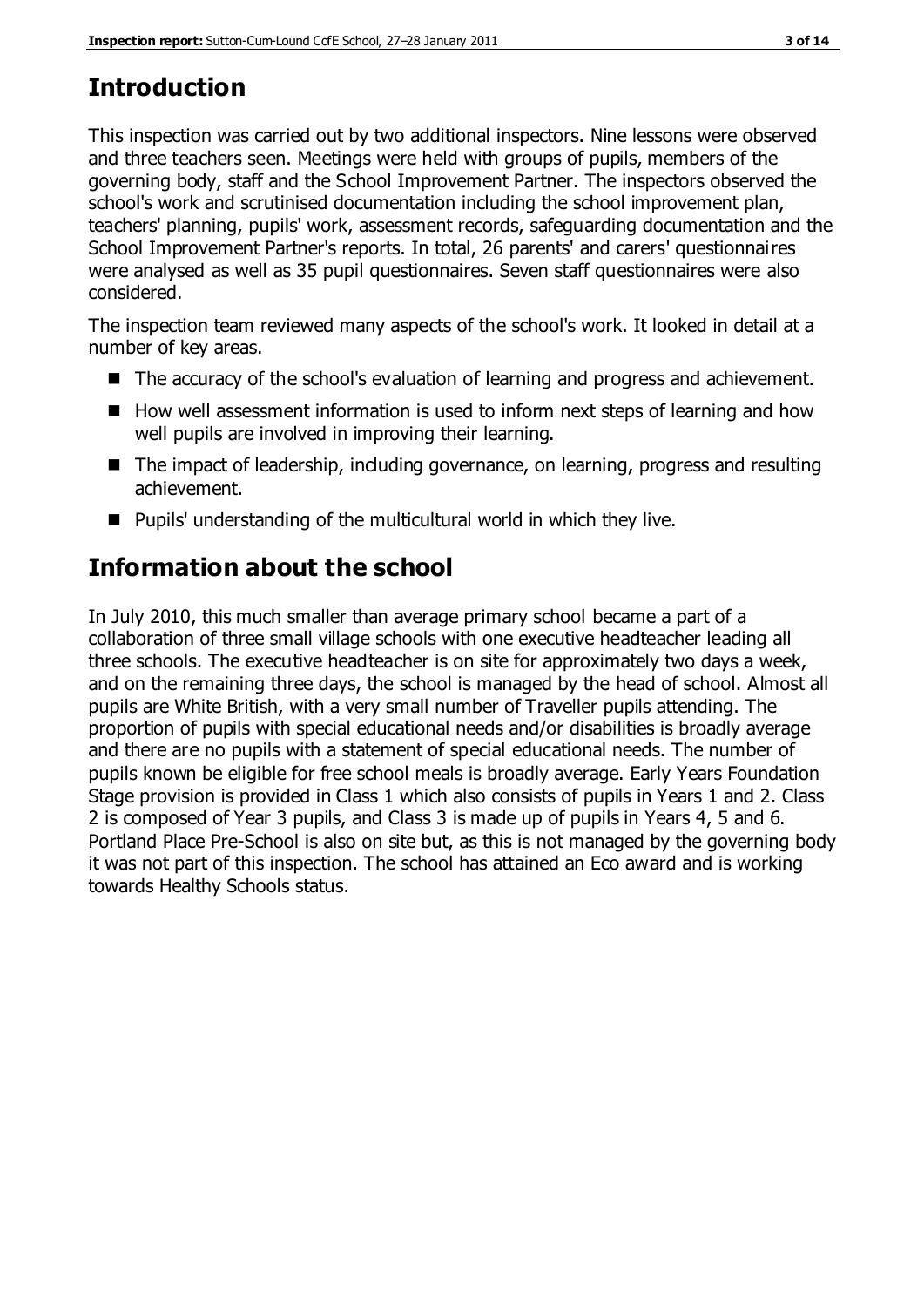# Introduction

This inspection was carried out by two additional inspectors. Nine lessons were observed and three teachers seen. Meetings were held with groups of pupils, members of the governing body, staff and the School Improvement Partner. The inspectors observed the school's work and scrutinised documentation including the school improvement plan, teachers' planning, pupils' work, assessment records, safeguarding documentation and the School Improvement Partner's reports. In total, 26 parents' and carers' questionnaires were analysed as well as 35 pupil questionnaires. Seven staff questionnaires were also considered.

The inspection team reviewed many aspects of the school's work. It looked in detail at a number of key areas.

- The accuracy of the school's evaluation of learning and progress and achievement.
- How well assessment information is used to inform next steps of learning and how well pupils are involved in improving their learning.
- The impact of leadership, including governance, on learning, progress and resulting achievement.
- Pupils' understanding of the multicultural world in which they live.

# Information about the school

In July 2010, this much smaller than average primary school became a part of a collaboration of three small village schools with one executive headteacher leading all three schools. The executive headteacher is on site for approximately two days a week, and on the remaining three days, the school is managed by the head of school. Almost all pupils are White British, with a very small number of Traveller pupils attending. The proportion of pupils with special educational needs and/or disabilities is broadly average and there are no pupils with a statement of special educational needs. The number of pupils known be eligible for free school meals is broadly average. Early Years Foundation Stage provision is provided in Class 1 which also consists of pupils in Years 1 and 2. Class 2 is composed of Year 3 pupils, and Class 3 is made up of pupils in Years 4, 5 and 6. Portland Place Pre-School is also on site but, as this is not managed by the governing body it was not part of this inspection. The school has attained an Eco award and is working towards Healthy Schools status.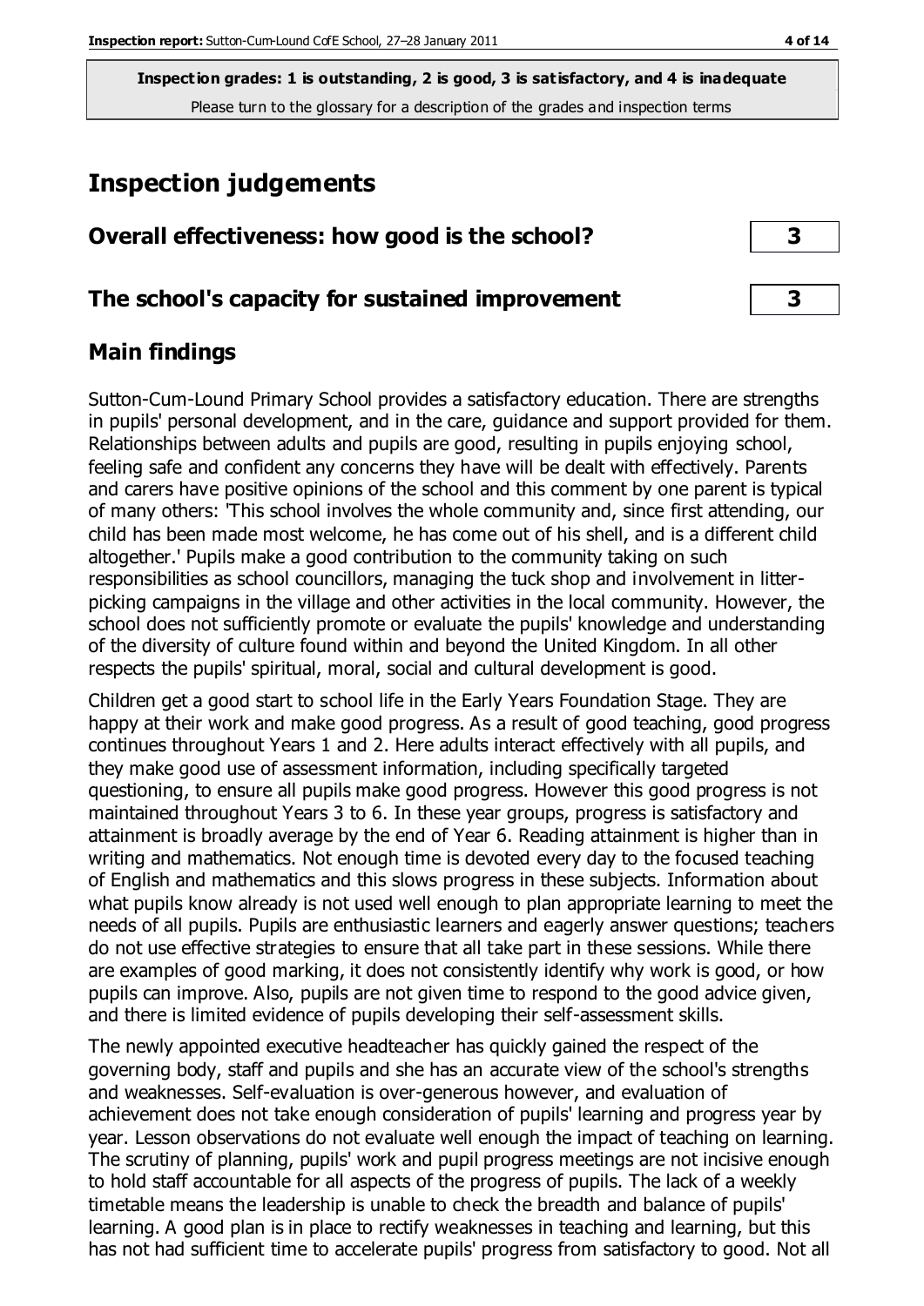**Inspection grades: 1 is outstanding, 2 is good, 3 is satisfactory, and 4 is inadequate**
Please turn to the glossary for a description of the grades and inspection terms

# Inspection judgements

## Overall effectiveness: how good is the school? **3**

## The school's capacity for sustained improvement **3**

## Main findings

Sutton-Cum-Lound Primary School provides a satisfactory education. There are strengths in pupils' personal development, and in the care, guidance and support provided for them. Relationships between adults and pupils are good, resulting in pupils enjoying school, feeling safe and confident any concerns they have will be dealt with effectively. Parents and carers have positive opinions of the school and this comment by one parent is typical of many others: 'This school involves the whole community and, since first attending, our child has been made most welcome, he has come out of his shell, and is a different child altogether.' Pupils make a good contribution to the community taking on such responsibilities as school councillors, managing the tuck shop and involvement in litter-picking campaigns in the village and other activities in the local community. However, the school does not sufficiently promote or evaluate the pupils' knowledge and understanding of the diversity of culture found within and beyond the United Kingdom. In all other respects the pupils' spiritual, moral, social and cultural development is good.

Children get a good start to school life in the Early Years Foundation Stage. They are happy at their work and make good progress. As a result of good teaching, good progress continues throughout Years 1 and 2. Here adults interact effectively with all pupils, and they make good use of assessment information, including specifically targeted questioning, to ensure all pupils make good progress. However this good progress is not maintained throughout Years 3 to 6. In these year groups, progress is satisfactory and attainment is broadly average by the end of Year 6. Reading attainment is higher than in writing and mathematics. Not enough time is devoted every day to the focused teaching of English and mathematics and this slows progress in these subjects. Information about what pupils know already is not used well enough to plan appropriate learning to meet the needs of all pupils. Pupils are enthusiastic learners and eagerly answer questions; teachers do not use effective strategies to ensure that all take part in these sessions. While there are examples of good marking, it does not consistently identify why work is good, or how pupils can improve. Also, pupils are not given time to respond to the good advice given, and there is limited evidence of pupils developing their self-assessment skills.

The newly appointed executive headteacher has quickly gained the respect of the governing body, staff and pupils and she has an accurate view of the school's strengths and weaknesses. Self-evaluation is over-generous however, and evaluation of achievement does not take enough consideration of pupils' learning and progress year by year. Lesson observations do not evaluate well enough the impact of teaching on learning. The scrutiny of planning, pupils' work and pupil progress meetings are not incisive enough to hold staff accountable for all aspects of the progress of pupils. The lack of a weekly timetable means the leadership is unable to check the breadth and balance of pupils' learning. A good plan is in place to rectify weaknesses in teaching and learning, but this has not had sufficient time to accelerate pupils' progress from satisfactory to good. Not all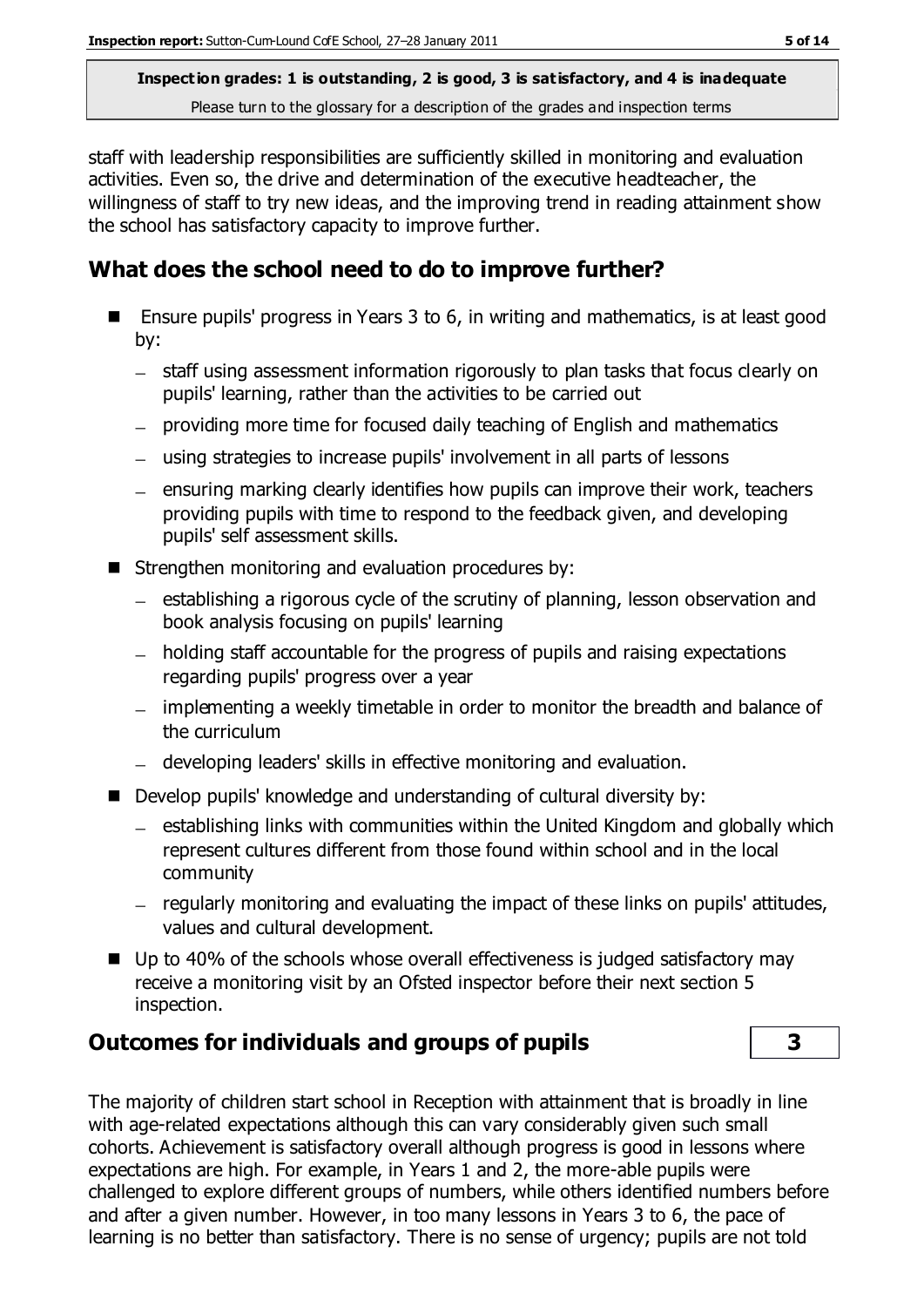staff with leadership responsibilities are sufficiently skilled in monitoring and evaluation activities. Even so, the drive and determination of the executive headteacher, the willingness of staff to try new ideas, and the improving trend in reading attainment show the school has satisfactory capacity to improve further.

## What does the school need to do to improve further?

- Ensure pupils' progress in Years 3 to 6, in writing and mathematics, is at least good by:
  - staff using assessment information rigorously to plan tasks that focus clearly on pupils' learning, rather than the activities to be carried out
  - providing more time for focused daily teaching of English and mathematics
  - using strategies to increase pupils' involvement in all parts of lessons
  - ensuring marking clearly identifies how pupils can improve their work, teachers providing pupils with time to respond to the feedback given, and developing pupils' self assessment skills.
- Strengthen monitoring and evaluation procedures by:
  - establishing a rigorous cycle of the scrutiny of planning, lesson observation and book analysis focusing on pupils' learning
  - holding staff accountable for the progress of pupils and raising expectations regarding pupils' progress over a year
  - implementing a weekly timetable in order to monitor the breadth and balance of the curriculum
  - developing leaders' skills in effective monitoring and evaluation.
- Develop pupils' knowledge and understanding of cultural diversity by:
  - establishing links with communities within the United Kingdom and globally which represent cultures different from those found within school and in the local community
  - regularly monitoring and evaluating the impact of these links on pupils' attitudes, values and cultural development.
- Up to 40% of the schools whose overall effectiveness is judged satisfactory may receive a monitoring visit by an Ofsted inspector before their next section 5 inspection.

## Outcomes for individuals and groups of pupils — 3

The majority of children start school in Reception with attainment that is broadly in line with age-related expectations although this can vary considerably given such small cohorts. Achievement is satisfactory overall although progress is good in lessons where expectations are high. For example, in Years 1 and 2, the more-able pupils were challenged to explore different groups of numbers, while others identified numbers before and after a given number. However, in too many lessons in Years 3 to 6, the pace of learning is no better than satisfactory. There is no sense of urgency; pupils are not told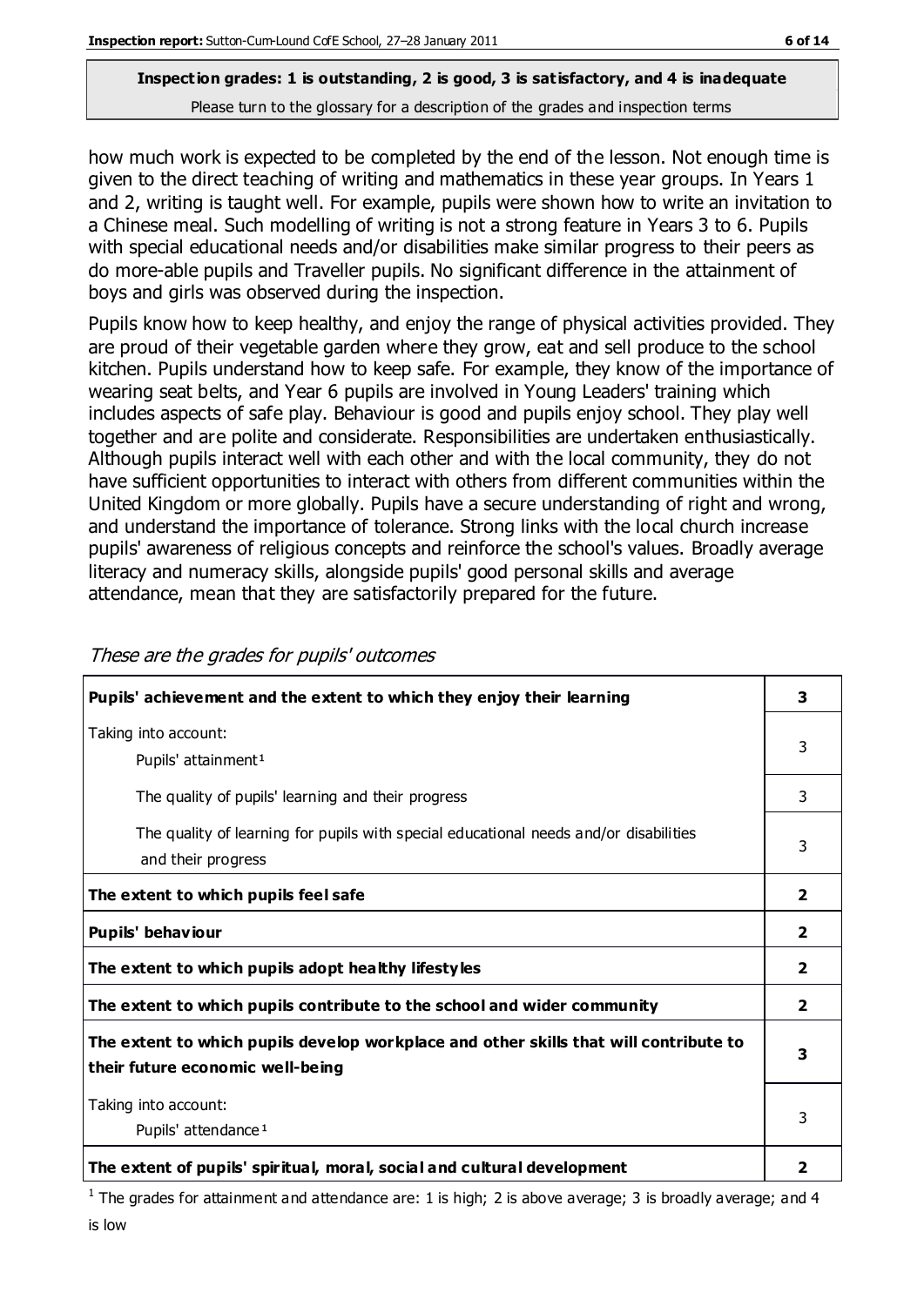**Inspection grades: 1 is outstanding, 2 is good, 3 is satisfactory, and 4 is inadequate**

Please turn to the glossary for a description of the grades and inspection terms

how much work is expected to be completed by the end of the lesson. Not enough time is given to the direct teaching of writing and mathematics in these year groups. In Years 1 and 2, writing is taught well. For example, pupils were shown how to write an invitation to a Chinese meal. Such modelling of writing is not a strong feature in Years 3 to 6. Pupils with special educational needs and/or disabilities make similar progress to their peers as do more-able pupils and Traveller pupils. No significant difference in the attainment of boys and girls was observed during the inspection.

Pupils know how to keep healthy, and enjoy the range of physical activities provided. They are proud of their vegetable garden where they grow, eat and sell produce to the school kitchen. Pupils understand how to keep safe. For example, they know of the importance of wearing seat belts, and Year 6 pupils are involved in Young Leaders' training which includes aspects of safe play. Behaviour is good and pupils enjoy school. They play well together and are polite and considerate. Responsibilities are undertaken enthusiastically. Although pupils interact well with each other and with the local community, they do not have sufficient opportunities to interact with others from different communities within the United Kingdom or more globally. Pupils have a secure understanding of right and wrong, and understand the importance of tolerance. Strong links with the local church increase pupils' awareness of religious concepts and reinforce the school's values. Broadly average literacy and numeracy skills, alongside pupils' good personal skills and average attendance, mean that they are satisfactorily prepared for the future.

*These are the grades for pupils' outcomes*

| | |
|---|---|
| **Pupils' achievement and the extent to which they enjoy their learning** | **3** |
| Taking into account:<br>Pupils' attainment[1] | 3 |
| The quality of pupils' learning and their progress | 3 |
| The quality of learning for pupils with special educational needs and/or disabilities and their progress | 3 |
| **The extent to which pupils feel safe** | **2** |
| **Pupils' behaviour** | **2** |
| **The extent to which pupils adopt healthy lifestyles** | **2** |
| **The extent to which pupils contribute to the school and wider community** | **2** |
| **The extent to which pupils develop workplace and other skills that will contribute to their future economic well-being** | **3** |
| Taking into account:<br>Pupils' attendance[1] | 3 |
| **The extent of pupils' spiritual, moral, social and cultural development** | **2** |

[1] The grades for attainment and attendance are: 1 is high; 2 is above average; 3 is broadly average; and 4 is low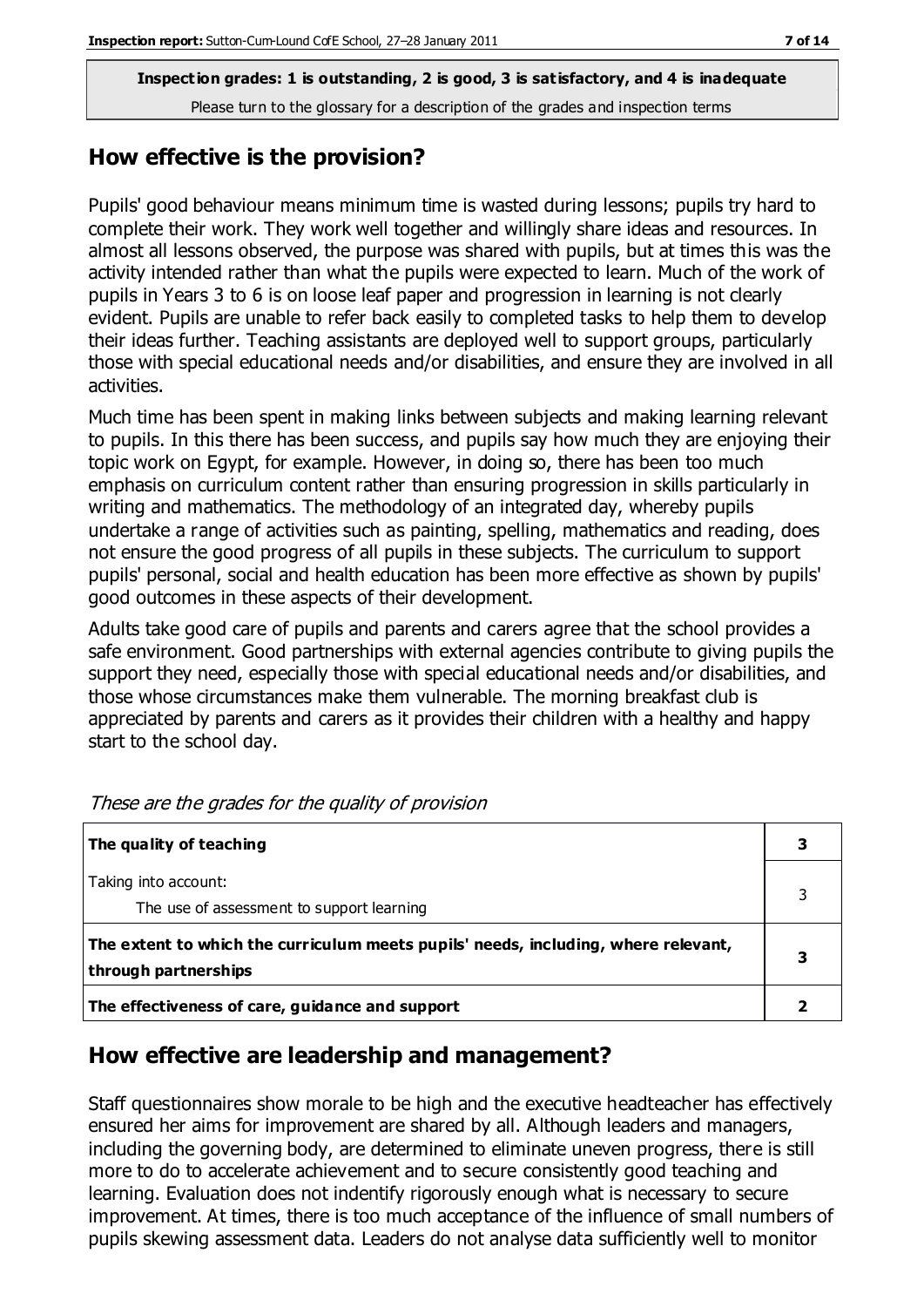**Inspection grades: 1 is outstanding, 2 is good, 3 is satisfactory, and 4 is inadequate**
Please turn to the glossary for a description of the grades and inspection terms

## How effective is the provision?

Pupils' good behaviour means minimum time is wasted during lessons; pupils try hard to complete their work. They work well together and willingly share ideas and resources. In almost all lessons observed, the purpose was shared with pupils, but at times this was the activity intended rather than what the pupils were expected to learn. Much of the work of pupils in Years 3 to 6 is on loose leaf paper and progression in learning is not clearly evident. Pupils are unable to refer back easily to completed tasks to help them to develop their ideas further. Teaching assistants are deployed well to support groups, particularly those with special educational needs and/or disabilities, and ensure they are involved in all activities.

Much time has been spent in making links between subjects and making learning relevant to pupils. In this there has been success, and pupils say how much they are enjoying their topic work on Egypt, for example. However, in doing so, there has been too much emphasis on curriculum content rather than ensuring progression in skills particularly in writing and mathematics. The methodology of an integrated day, whereby pupils undertake a range of activities such as painting, spelling, mathematics and reading, does not ensure the good progress of all pupils in these subjects. The curriculum to support pupils' personal, social and health education has been more effective as shown by pupils' good outcomes in these aspects of their development.

Adults take good care of pupils and parents and carers agree that the school provides a safe environment. Good partnerships with external agencies contribute to giving pupils the support they need, especially those with special educational needs and/or disabilities, and those whose circumstances make them vulnerable. The morning breakfast club is appreciated by parents and carers as it provides their children with a healthy and happy start to the school day.

*These are the grades for the quality of provision*

| | |
|---|---|
| **The quality of teaching** | **3** |
| Taking into account: The use of assessment to support learning | 3 |
| **The extent to which the curriculum meets pupils' needs, including, where relevant, through partnerships** | **3** |
| **The effectiveness of care, guidance and support** | **2** |

## How effective are leadership and management?

Staff questionnaires show morale to be high and the executive headteacher has effectively ensured her aims for improvement are shared by all. Although leaders and managers, including the governing body, are determined to eliminate uneven progress, there is still more to do to accelerate achievement and to secure consistently good teaching and learning. Evaluation does not indentify rigorously enough what is necessary to secure improvement. At times, there is too much acceptance of the influence of small numbers of pupils skewing assessment data. Leaders do not analyse data sufficiently well to monitor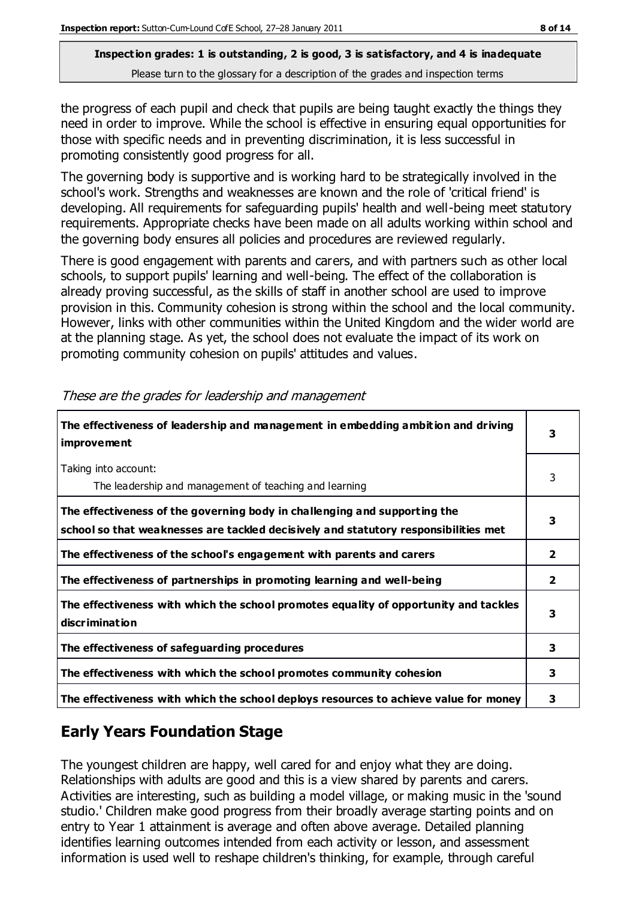Inspection grades: 1 is outstanding, 2 is good, 3 is satisfactory, and 4 is inadequate

Please turn to the glossary for a description of the grades and inspection terms

the progress of each pupil and check that pupils are being taught exactly the things they need in order to improve. While the school is effective in ensuring equal opportunities for those with specific needs and in preventing discrimination, it is less successful in promoting consistently good progress for all.

The governing body is supportive and is working hard to be strategically involved in the school's work. Strengths and weaknesses are known and the role of 'critical friend' is developing. All requirements for safeguarding pupils' health and well-being meet statutory requirements. Appropriate checks have been made on all adults working within school and the governing body ensures all policies and procedures are reviewed regularly.

There is good engagement with parents and carers, and with partners such as other local schools, to support pupils' learning and well-being. The effect of the collaboration is already proving successful, as the skills of staff in another school are used to improve provision in this. Community cohesion is strong within the school and the local community. However, links with other communities within the United Kingdom and the wider world are at the planning stage. As yet, the school does not evaluate the impact of its work on promoting community cohesion on pupils' attitudes and values.

*These are the grades for leadership and management*

| | |
|---|---|
| **The effectiveness of leadership and management in embedding ambition and driving improvement** | **3** |
| Taking into account: The leadership and management of teaching and learning | 3 |
| **The effectiveness of the governing body in challenging and supporting the school so that weaknesses are tackled decisively and statutory responsibilities met** | **3** |
| **The effectiveness of the school's engagement with parents and carers** | **2** |
| **The effectiveness of partnerships in promoting learning and well-being** | **2** |
| **The effectiveness with which the school promotes equality of opportunity and tackles discrimination** | **3** |
| **The effectiveness of safeguarding procedures** | **3** |
| **The effectiveness with which the school promotes community cohesion** | **3** |
| **The effectiveness with which the school deploys resources to achieve value for money** | **3** |

## Early Years Foundation Stage

The youngest children are happy, well cared for and enjoy what they are doing. Relationships with adults are good and this is a view shared by parents and carers. Activities are interesting, such as building a model village, or making music in the 'sound studio.' Children make good progress from their broadly average starting points and on entry to Year 1 attainment is average and often above average. Detailed planning identifies learning outcomes intended from each activity or lesson, and assessment information is used well to reshape children's thinking, for example, through careful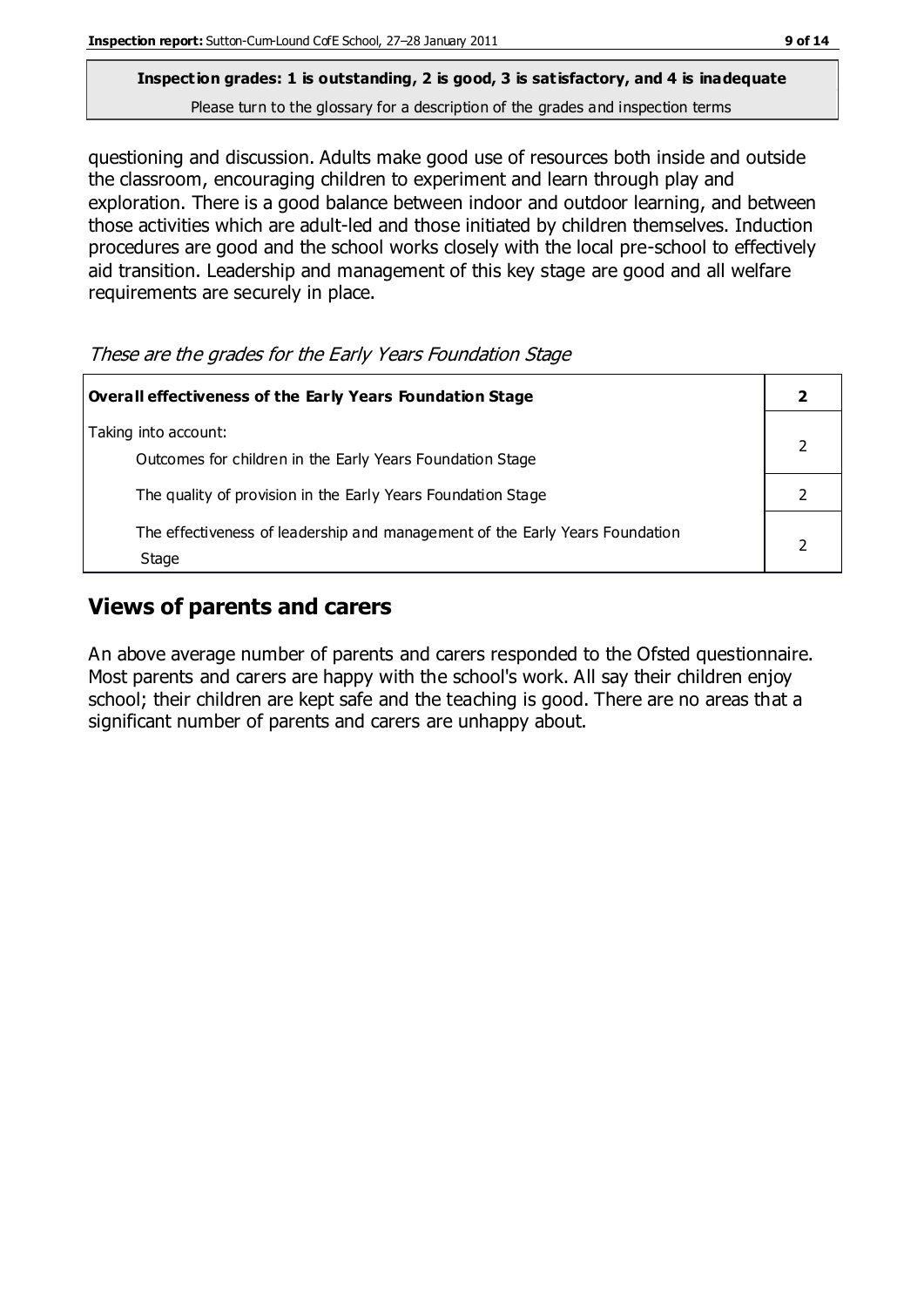**Inspection grades: 1 is outstanding, 2 is good, 3 is satisfactory, and 4 is inadequate**

Please turn to the glossary for a description of the grades and inspection terms

questioning and discussion. Adults make good use of resources both inside and outside the classroom, encouraging children to experiment and learn through play and exploration. There is a good balance between indoor and outdoor learning, and between those activities which are adult-led and those initiated by children themselves. Induction procedures are good and the school works closely with the local pre-school to effectively aid transition. Leadership and management of this key stage are good and all welfare requirements are securely in place.

*These are the grades for the Early Years Foundation Stage*

| **Overall effectiveness of the Early Years Foundation Stage** | **2** |
|---|---|
| Taking into account:<br>Outcomes for children in the Early Years Foundation Stage | 2 |
| The quality of provision in the Early Years Foundation Stage | 2 |
| The effectiveness of leadership and management of the Early Years Foundation Stage | 2 |

## Views of parents and carers

An above average number of parents and carers responded to the Ofsted questionnaire. Most parents and carers are happy with the school's work. All say their children enjoy school; their children are kept safe and the teaching is good. There are no areas that a significant number of parents and carers are unhappy about.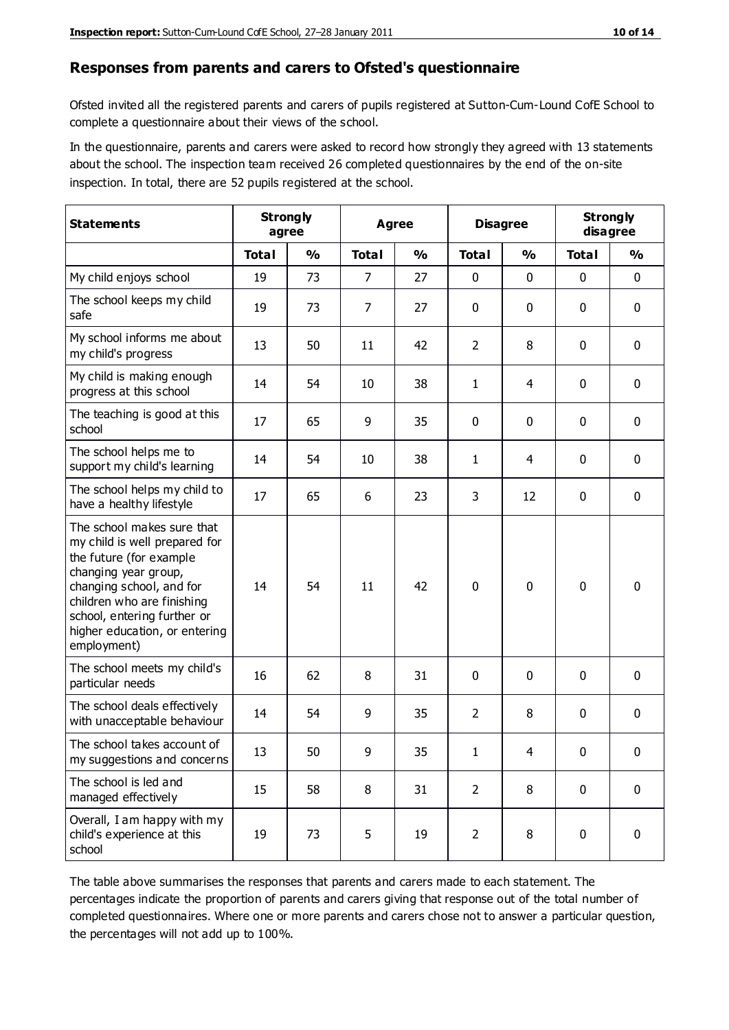## Responses from parents and carers to Ofsted's questionnaire

Ofsted invited all the registered parents and carers of pupils registered at Sutton-Cum-Lound CofE School to complete a questionnaire about their views of the school.

In the questionnaire, parents and carers were asked to record how strongly they agreed with 13 statements about the school. The inspection team received 26 completed questionnaires by the end of the on-site inspection. In total, there are 52 pupils registered at the school.

| Statements | Strongly agree | | Agree | | Disagree | | Strongly disagree | |
|---|---|---|---|---|---|---|---|---|
| | Total | % | Total | % | Total | % | Total | % |
| My child enjoys school | 19 | 73 | 7 | 27 | 0 | 0 | 0 | 0 |
| The school keeps my child safe | 19 | 73 | 7 | 27 | 0 | 0 | 0 | 0 |
| My school informs me about my child's progress | 13 | 50 | 11 | 42 | 2 | 8 | 0 | 0 |
| My child is making enough progress at this school | 14 | 54 | 10 | 38 | 1 | 4 | 0 | 0 |
| The teaching is good at this school | 17 | 65 | 9 | 35 | 0 | 0 | 0 | 0 |
| The school helps me to support my child's learning | 14 | 54 | 10 | 38 | 1 | 4 | 0 | 0 |
| The school helps my child to have a healthy lifestyle | 17 | 65 | 6 | 23 | 3 | 12 | 0 | 0 |
| The school makes sure that my child is well prepared for the future (for example changing year group, changing school, and for children who are finishing school, entering further or higher education, or entering employment) | 14 | 54 | 11 | 42 | 0 | 0 | 0 | 0 |
| The school meets my child's particular needs | 16 | 62 | 8 | 31 | 0 | 0 | 0 | 0 |
| The school deals effectively with unacceptable behaviour | 14 | 54 | 9 | 35 | 2 | 8 | 0 | 0 |
| The school takes account of my suggestions and concerns | 13 | 50 | 9 | 35 | 1 | 4 | 0 | 0 |
| The school is led and managed effectively | 15 | 58 | 8 | 31 | 2 | 8 | 0 | 0 |
| Overall, I am happy with my child's experience at this school | 19 | 73 | 5 | 19 | 2 | 8 | 0 | 0 |

The table above summarises the responses that parents and carers made to each statement. The percentages indicate the proportion of parents and carers giving that response out of the total number of completed questionnaires. Where one or more parents and carers chose not to answer a particular question, the percentages will not add up to 100%.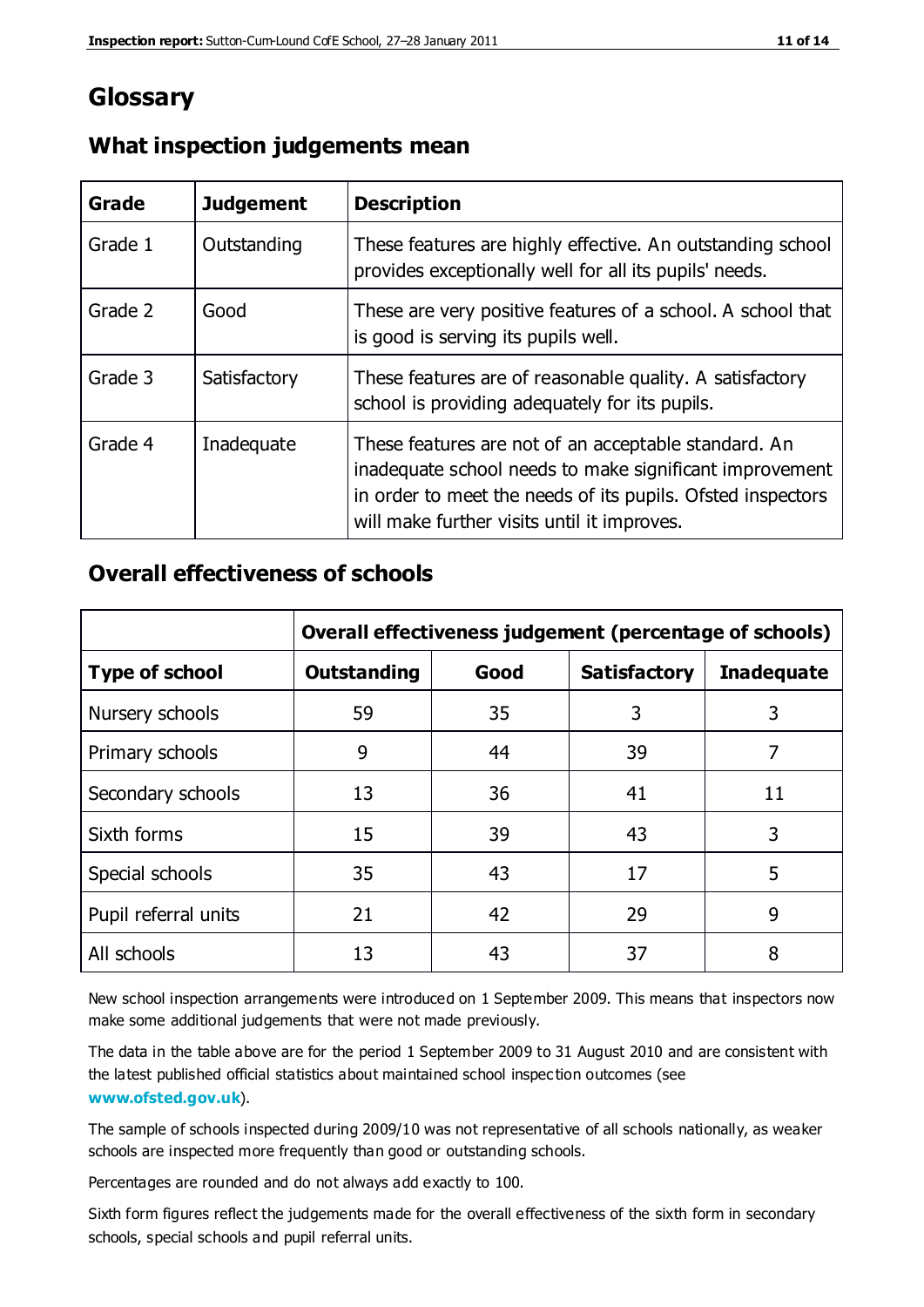# Glossary

## What inspection judgements mean

| Grade | Judgement | Description |
|---|---|---|
| Grade 1 | Outstanding | These features are highly effective. An outstanding school provides exceptionally well for all its pupils' needs. |
| Grade 2 | Good | These are very positive features of a school. A school that is good is serving its pupils well. |
| Grade 3 | Satisfactory | These features are of reasonable quality. A satisfactory school is providing adequately for its pupils. |
| Grade 4 | Inadequate | These features are not of an acceptable standard. An inadequate school needs to make significant improvement in order to meet the needs of its pupils. Ofsted inspectors will make further visits until it improves. |

## Overall effectiveness of schools

| | Overall effectiveness judgement (percentage of schools) | | | |
|---|---|---|---|---|
| **Type of school** | **Outstanding** | **Good** | **Satisfactory** | **Inadequate** |
| Nursery schools | 59 | 35 | 3 | 3 |
| Primary schools | 9 | 44 | 39 | 7 |
| Secondary schools | 13 | 36 | 41 | 11 |
| Sixth forms | 15 | 39 | 43 | 3 |
| Special schools | 35 | 43 | 17 | 5 |
| Pupil referral units | 21 | 42 | 29 | 9 |
| All schools | 13 | 43 | 37 | 8 |

New school inspection arrangements were introduced on 1 September 2009. This means that inspectors now make some additional judgements that were not made previously.

The data in the table above are for the period 1 September 2009 to 31 August 2010 and are consistent with the latest published official statistics about maintained school inspection outcomes (see **www.ofsted.gov.uk**).

The sample of schools inspected during 2009/10 was not representative of all schools nationally, as weaker schools are inspected more frequently than good or outstanding schools.

Percentages are rounded and do not always add exactly to 100.

Sixth form figures reflect the judgements made for the overall effectiveness of the sixth form in secondary schools, special schools and pupil referral units.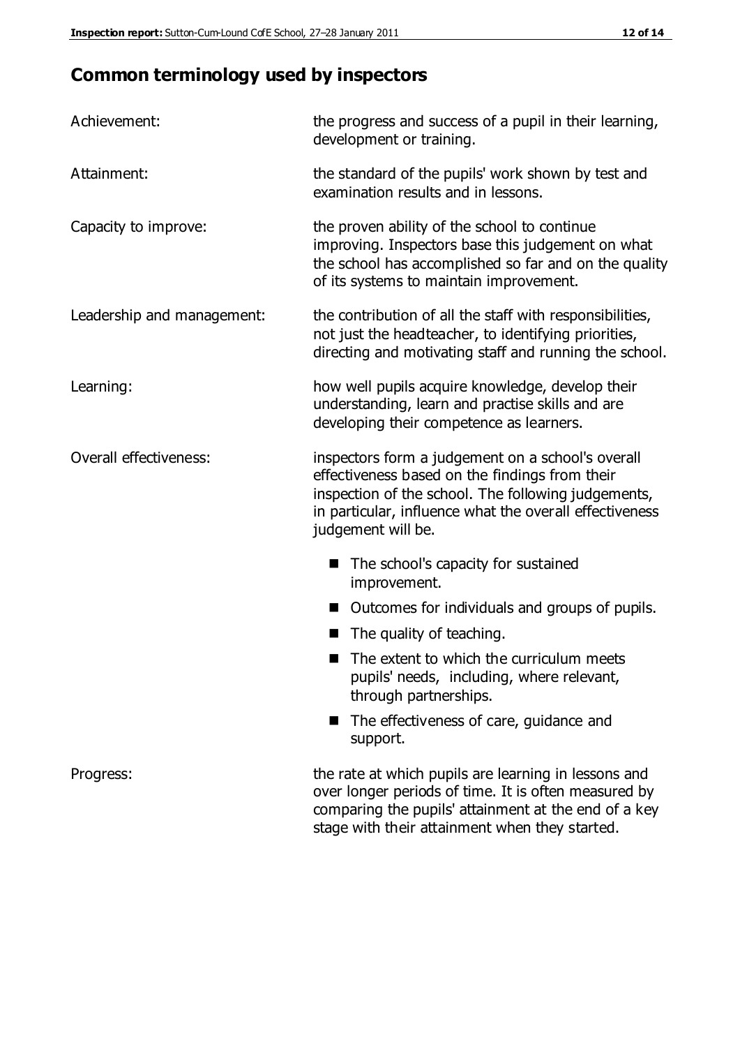## Common terminology used by inspectors

| | |
|---|---|
| Achievement: | the progress and success of a pupil in their learning, development or training. |
| Attainment: | the standard of the pupils' work shown by test and examination results and in lessons. |
| Capacity to improve: | the proven ability of the school to continue improving. Inspectors base this judgement on what the school has accomplished so far and on the quality of its systems to maintain improvement. |
| Leadership and management: | the contribution of all the staff with responsibilities, not just the headteacher, to identifying priorities, directing and motivating staff and running the school. |
| Learning: | how well pupils acquire knowledge, develop their understanding, learn and practise skills and are developing their competence as learners. |
| Overall effectiveness: | inspectors form a judgement on a school's overall effectiveness based on the findings from their inspection of the school. The following judgements, in particular, influence what the overall effectiveness judgement will be. |

- The school's capacity for sustained improvement.
- Outcomes for individuals and groups of pupils.
- The quality of teaching.
- The extent to which the curriculum meets pupils' needs, including, where relevant, through partnerships.
- The effectiveness of care, guidance and support.

| | |
|---|---|
| Progress: | the rate at which pupils are learning in lessons and over longer periods of time. It is often measured by comparing the pupils' attainment at the end of a key stage with their attainment when they started. |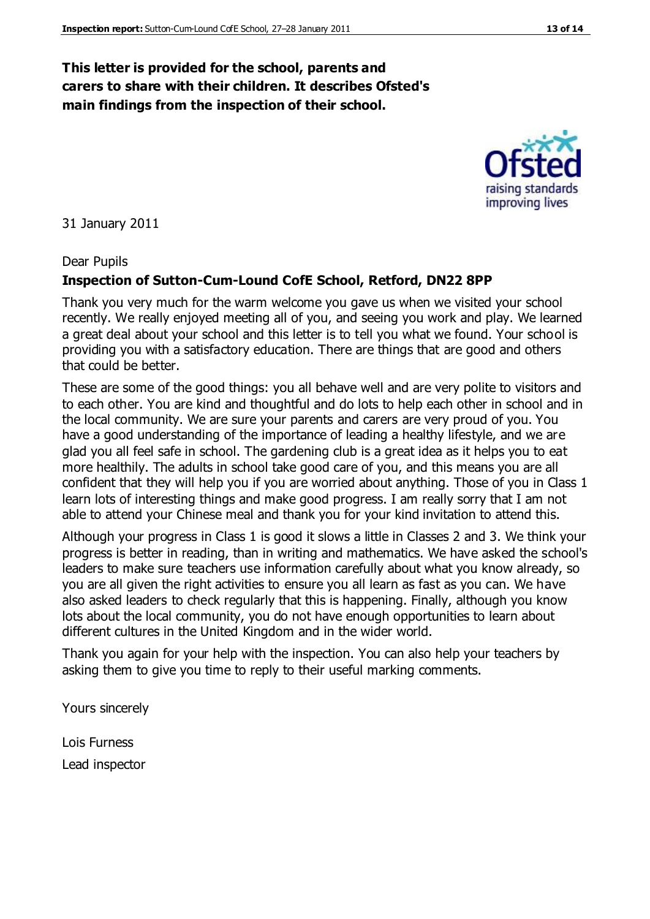**This letter is provided for the school, parents and carers to share with their children. It describes Ofsted's main findings from the inspection of their school.**

31 January 2011

Dear Pupils

**Inspection of Sutton-Cum-Lound CofE School, Retford, DN22 8PP**

Thank you very much for the warm welcome you gave us when we visited your school recently. We really enjoyed meeting all of you, and seeing you work and play. We learned a great deal about your school and this letter is to tell you what we found. Your school is providing you with a satisfactory education. There are things that are good and others that could be better.

These are some of the good things: you all behave well and are very polite to visitors and to each other. You are kind and thoughtful and do lots to help each other in school and in the local community. We are sure your parents and carers are very proud of you. You have a good understanding of the importance of leading a healthy lifestyle, and we are glad you all feel safe in school. The gardening club is a great idea as it helps you to eat more healthily. The adults in school take good care of you, and this means you are all confident that they will help you if you are worried about anything. Those of you in Class 1 learn lots of interesting things and make good progress. I am really sorry that I am not able to attend your Chinese meal and thank you for your kind invitation to attend this.

Although your progress in Class 1 is good it slows a little in Classes 2 and 3. We think your progress is better in reading, than in writing and mathematics. We have asked the school's leaders to make sure teachers use information carefully about what you know already, so you are all given the right activities to ensure you all learn as fast as you can. We have also asked leaders to check regularly that this is happening. Finally, although you know lots about the local community, you do not have enough opportunities to learn about different cultures in the United Kingdom and in the wider world.

Thank you again for your help with the inspection. You can also help your teachers by asking them to give you time to reply to their useful marking comments.

Yours sincerely

Lois Furness

Lead inspector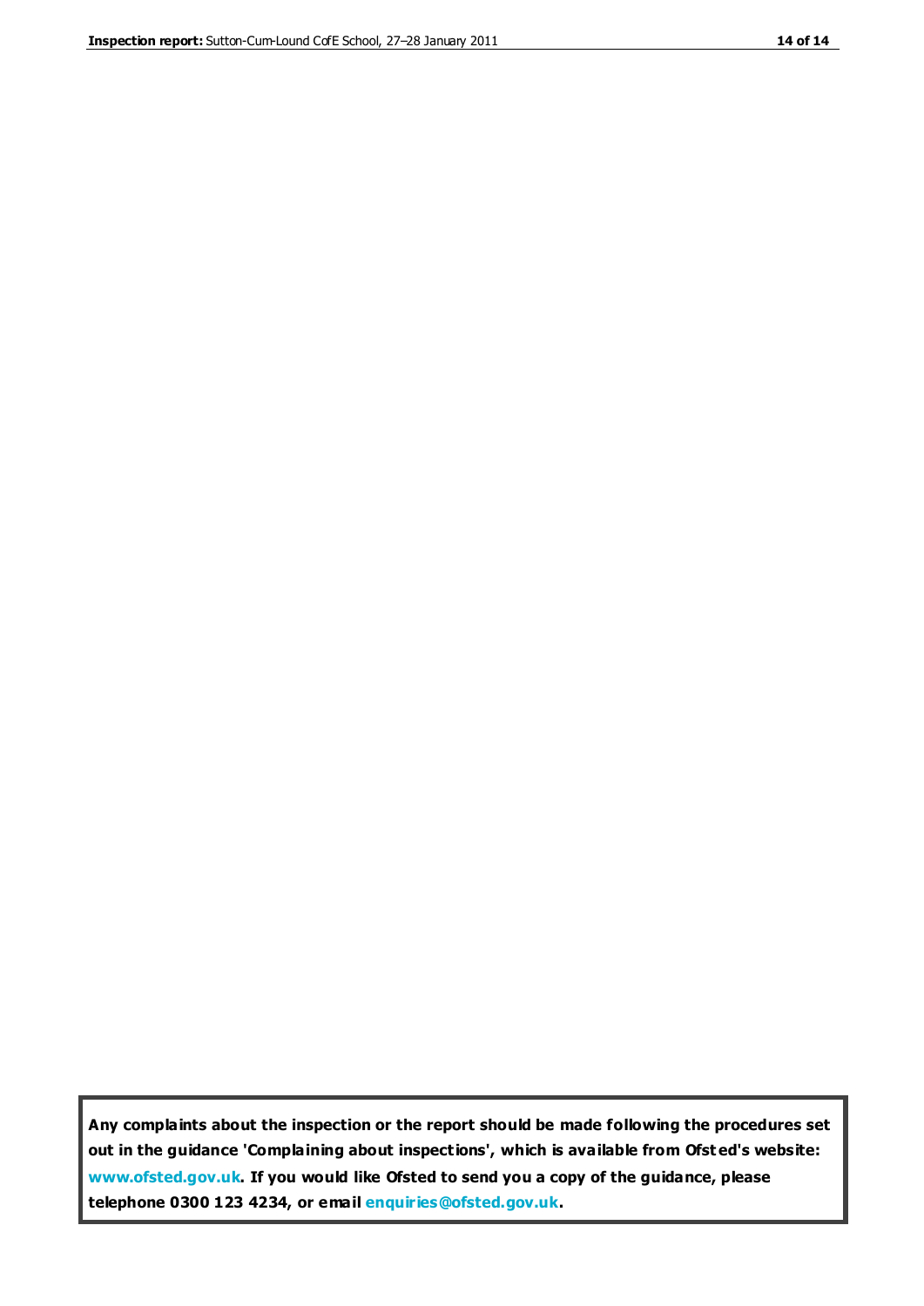**Any complaints about the inspection or the report should be made following the procedures set out in the guidance 'Complaining about inspections', which is available from Ofsted's website: www.ofsted.gov.uk. If you would like Ofsted to send you a copy of the guidance, please telephone 0300 123 4234, or email enquiries@ofsted.gov.uk.**